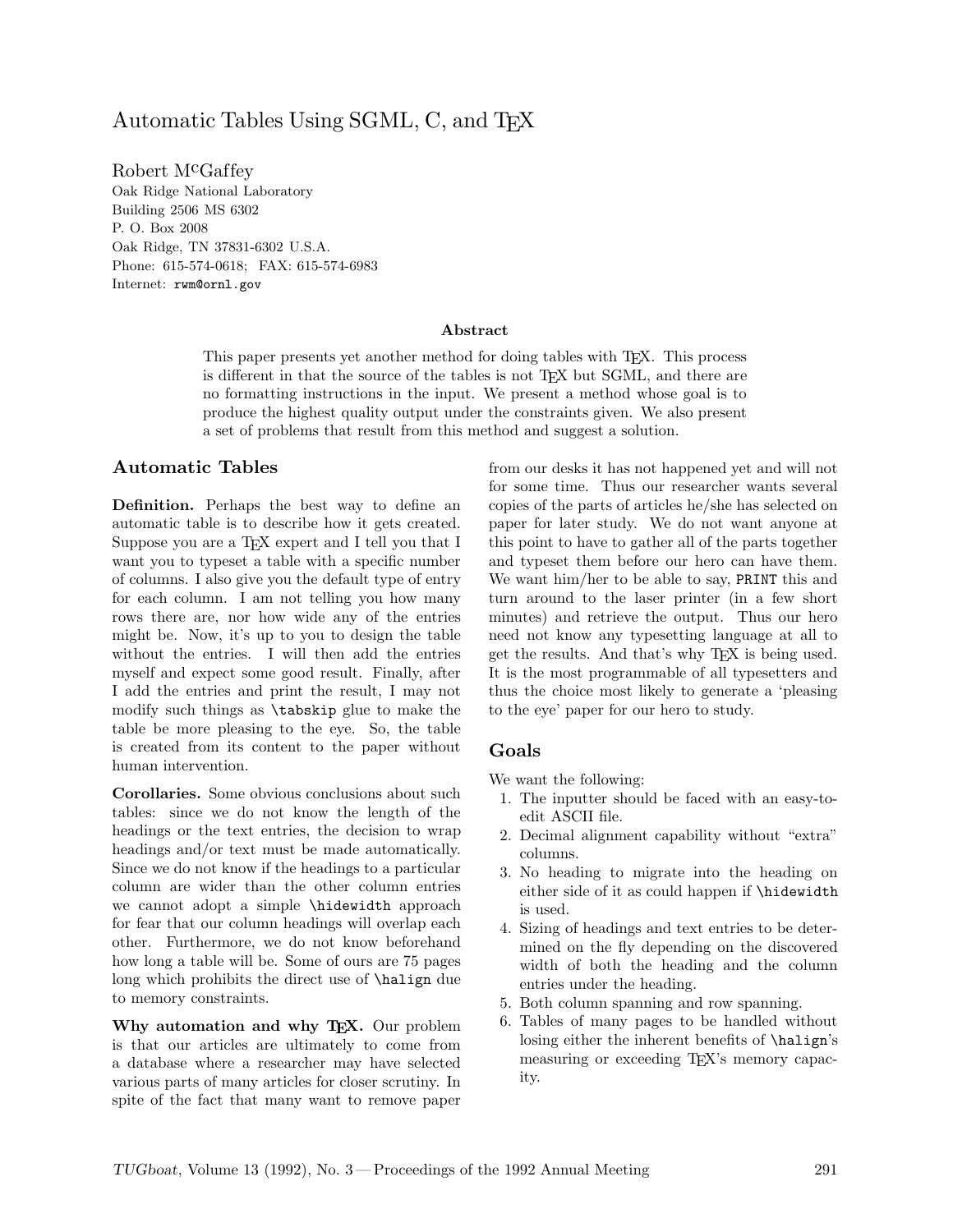# Automatic Tables Using SGML, C, and TEX

Robert McGaffey
Oak Ridge National Laboratory
Building 2506 MS 6302
P. O. Box 2008
Oak Ridge, TN 37831-6302 U.S.A.
Phone: 615-574-0618; FAX: 615-574-6983
Internet: `rwm@ornl.gov`

### Abstract

This paper presents yet another method for doing tables with TEX. This process is different in that the source of the tables is not TEX but SGML, and there are no formatting instructions in the input. We present a method whose goal is to produce the highest quality output under the constraints given. We also present a set of problems that result from this method and suggest a solution.

## Automatic Tables

**Definition.** Perhaps the best way to define an automatic table is to describe how it gets created. Suppose you are a TEX expert and I tell you that I want you to typeset a table with a specific number of columns. I also give you the default type of entry for each column. I am not telling you how many rows there are, nor how wide any of the entries might be. Now, it's up to you to design the table without the entries. I will then add the entries myself and expect some good result. Finally, after I add the entries and print the result, I may not modify such things as `\tabskip` glue to make the table be more pleasing to the eye. So, the table is created from its content to the paper without human intervention.

**Corollaries.** Some obvious conclusions about such tables: since we do not know the length of the headings or the text entries, the decision to wrap headings and/or text must be made automatically. Since we do not know if the headings to a particular column are wider than the other column entries we cannot adopt a simple `\hidewidth` approach for fear that our column headings will overlap each other. Furthermore, we do not know beforehand how long a table will be. Some of ours are 75 pages long which prohibits the direct use of `\halign` due to memory constraints.

**Why automation and why TEX.** Our problem is that our articles are ultimately to come from a database where a researcher may have selected various parts of many articles for closer scrutiny. In spite of the fact that many want to remove paper from our desks it has not happened yet and will not for some time. Thus our researcher wants several copies of the parts of articles he/she has selected on paper for later study. We do not want anyone at this point to have to gather all of the parts together and typeset them before our hero can have them. We want him/her to be able to say, `PRINT` this and turn around to the laser printer (in a few short minutes) and retrieve the output. Thus our hero need not know any typesetting language at all to get the results. And that's why TEX is being used. It is the most programmable of all typesetters and thus the choice most likely to generate a 'pleasing to the eye' paper for our hero to study.

## Goals

We want the following:

1. The inputter should be faced with an easy-to-edit ASCII file.
2. Decimal alignment capability without "extra" columns.
3. No heading to migrate into the heading on either side of it as could happen if `\hidewidth` is used.
4. Sizing of headings and text entries to be determined on the fly depending on the discovered width of both the heading and the column entries under the heading.
5. Both column spanning and row spanning.
6. Tables of many pages to be handled without losing either the inherent benefits of `\halign`'s measuring or exceeding TEX's memory capacity.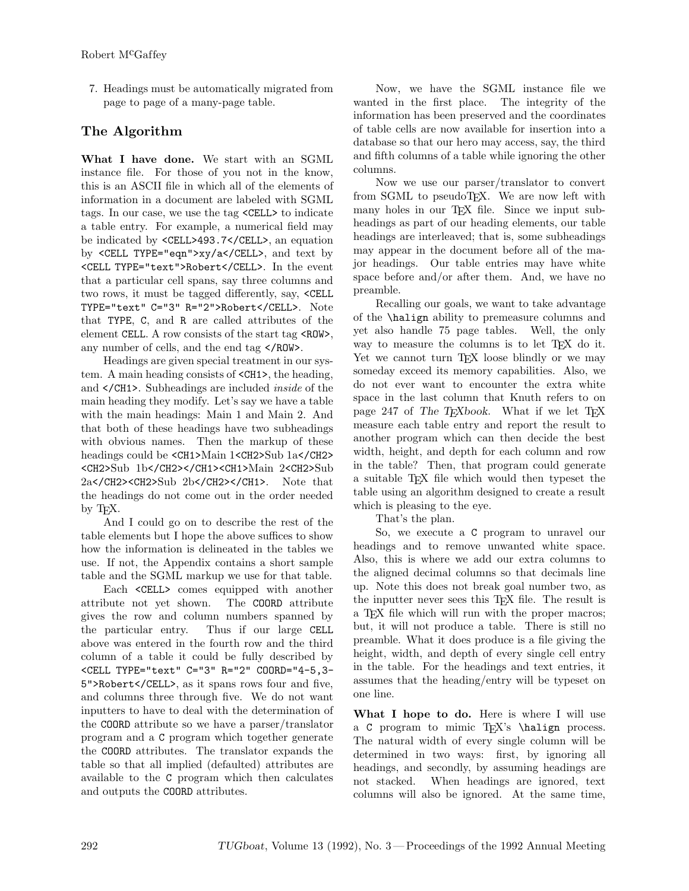7. Headings must be automatically migrated from page to page of a many-page table.

## The Algorithm

**What I have done.** We start with an SGML instance file. For those of you not in the know, this is an ASCII file in which all of the elements of information in a document are labeled with SGML tags. In our case, we use the tag `<CELL>` to indicate a table entry. For example, a numerical field may be indicated by `<CELL>493.7</CELL>`, an equation by `<CELL TYPE="eqn">xy/a</CELL>`, and text by `<CELL TYPE="text">Robert</CELL>`. In the event that a particular cell spans, say three columns and two rows, it must be tagged differently, say, `<CELL TYPE="text" C="3" R="2">Robert</CELL>`. Note that `TYPE`, `C`, and `R` are called attributes of the element `CELL`. A row consists of the start tag `<ROW>`, any number of cells, and the end tag `</ROW>`.

Headings are given special treatment in our system. A main heading consists of `<CH1>`, the heading, and `</CH1>`. Subheadings are included *inside* of the main heading they modify. Let's say we have a table with the main headings: Main 1 and Main 2. And that both of these headings have two subheadings with obvious names. Then the markup of these headings could be `<CH1>`Main 1`<CH2>`Sub 1a`</CH2>` `<CH2>`Sub 1b`</CH2></CH1><CH1>`Main 2`<CH2>`Sub 2a`</CH2><CH2>`Sub 2b`</CH2></CH1>`. Note that the headings do not come out in the order needed by TeX.

And I could go on to describe the rest of the table elements but I hope the above suffices to show how the information is delineated in the tables we use. If not, the Appendix contains a short sample table and the SGML markup we use for that table.

Each `<CELL>` comes equipped with another attribute not yet shown. The `COORD` attribute gives the row and column numbers spanned by the particular entry. Thus if our large `CELL` above was entered in the fourth row and the third column of a table it could be fully described by `<CELL TYPE="text" C="3" R="2" COORD="4-5,3-5">Robert</CELL>`, as it spans rows four and five, and columns three through five. We do not want inputters to have to deal with the determination of the `COORD` attribute so we have a parser/translator program and a `C` program which together generate the `COORD` attributes. The translator expands the table so that all implied (defaulted) attributes are available to the `C` program which then calculates and outputs the `COORD` attributes.

Now, we have the SGML instance file we wanted in the first place. The integrity of the information has been preserved and the coordinates of table cells are now available for insertion into a database so that our hero may access, say, the third and fifth columns of a table while ignoring the other columns.

Now we use our parser/translator to convert from SGML to pseudoTeX. We are now left with many holes in our TeX file. Since we input subheadings as part of our heading elements, our table headings are interleaved; that is, some subheadings may appear in the document before all of the major headings. Our table entries may have white space before and/or after them. And, we have no preamble.

Recalling our goals, we want to take advantage of the `\halign` ability to premeasure columns and yet also handle 75 page tables. Well, the only way to measure the columns is to let TeX do it. Yet we cannot turn TeX loose blindly or we may someday exceed its memory capabilities. Also, we do not ever want to encounter the extra white space in the last column that Knuth refers to on page 247 of *The TeXbook*. What if we let TeX measure each table entry and report the result to another program which can then decide the best width, height, and depth for each column and row in the table? Then, that program could generate a suitable TeX file which would then typeset the table using an algorithm designed to create a result which is pleasing to the eye.

That's the plan.

So, we execute a `C` program to unravel our headings and to remove unwanted white space. Also, this is where we add our extra columns to the aligned decimal columns so that decimals line up. Note this does not break goal number two, as the inputter never sees this TeX file. The result is a TeX file which will run with the proper macros; but, it will not produce a table. There is still no preamble. What it does produce is a file giving the height, width, and depth of every single cell entry in the table. For the headings and text entries, it assumes that the heading/entry will be typeset on one line.

**What I hope to do.** Here is where I will use a `C` program to mimic TeX's `\halign` process. The natural width of every single column will be determined in two ways: first, by ignoring all headings, and secondly, by assuming headings are not stacked. When headings are ignored, text columns will also be ignored. At the same time,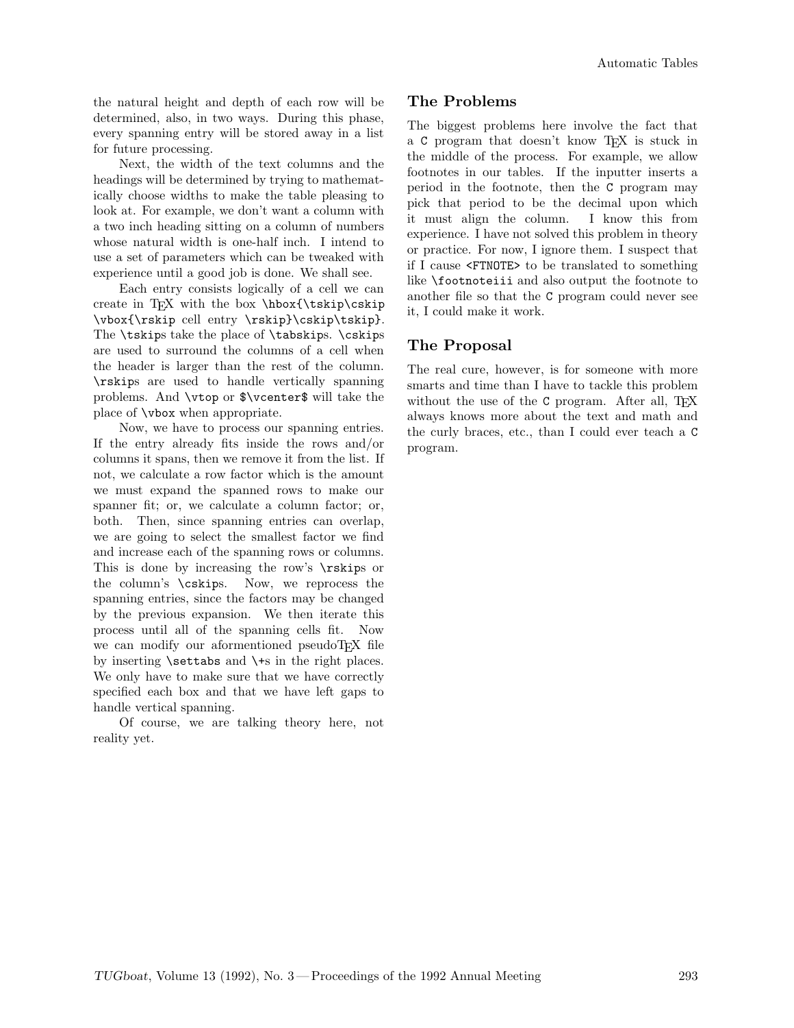the natural height and depth of each row will be determined, also, in two ways. During this phase, every spanning entry will be stored away in a list for future processing.

Next, the width of the text columns and the headings will be determined by trying to mathematically choose widths to make the table pleasing to look at. For example, we don't want a column with a two inch heading sitting on a column of numbers whose natural width is one-half inch. I intend to use a set of parameters which can be tweaked with experience until a good job is done. We shall see.

Each entry consists logically of a cell we can create in TeX with the box `\hbox{\tskip\cskip \vbox{\rskip cell entry \rskip}\cskip\tskip}`. The `\tskip`s take the place of `\tabskip`s. `\cskip`s are used to surround the columns of a cell when the header is larger than the rest of the column. `\rskip`s are used to handle vertically spanning problems. And `\vtop` or `$\vcenter$` will take the place of `\vbox` when appropriate.

Now, we have to process our spanning entries. If the entry already fits inside the rows and/or columns it spans, then we remove it from the list. If not, we calculate a row factor which is the amount we must expand the spanned rows to make our spanner fit; or, we calculate a column factor; or, both. Then, since spanning entries can overlap, we are going to select the smallest factor we find and increase each of the spanning rows or columns. This is done by increasing the row's `\rskip`s or the column's `\cskip`s. Now, we reprocess the spanning entries, since the factors may be changed by the previous expansion. We then iterate this process until all of the spanning cells fit. Now we can modify our aforementioned pseudoTeX file by inserting `\settabs` and `\+`s in the right places. We only have to make sure that we have correctly specified each box and that we have left gaps to handle vertical spanning.

Of course, we are talking theory here, not reality yet.

## The Problems

The biggest problems here involve the fact that a `C` program that doesn't know TeX is stuck in the middle of the process. For example, we allow footnotes in our tables. If the inputter inserts a period in the footnote, then the `C` program may pick that period to be the decimal upon which it must align the column. I know this from experience. I have not solved this problem in theory or practice. For now, I ignore them. I suspect that if I cause `<FTNOTE>` to be translated to something like `\footnoteiii` and also output the footnote to another file so that the `C` program could never see it, I could make it work.

## The Proposal

The real cure, however, is for someone with more smarts and time than I have to tackle this problem without the use of the `C` program. After all, TeX always knows more about the text and math and the curly braces, etc., than I could ever teach a `C` program.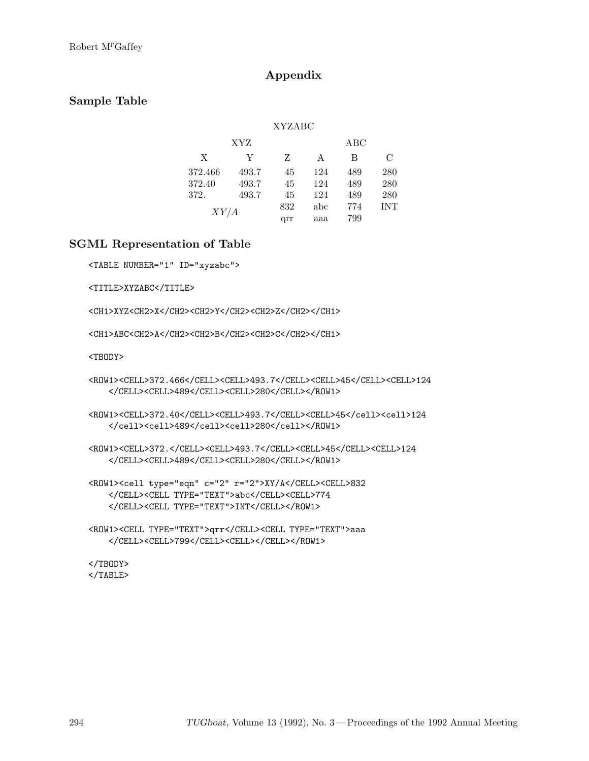## Appendix

### Sample Table

XYZABC

| XYZ | | | ABC | | |
|---|---|---|---|---|---|
| X | Y | Z | A | B | C |
| 372.466 | 493.7 | 45 | 124 | 489 | 280 |
| 372.40 | 493.7 | 45 | 124 | 489 | 280 |
| 372. | 493.7 | 45 | 124 | 489 | 280 |
| $XY/A$ | | 832 | abc | 774 | INT |
| | | qrr | aaa | 799 | |

### SGML Representation of Table

```
<TABLE NUMBER="1" ID="xyzabc">

<TITLE>XYZABC</TITLE>

<CH1>XYZ<CH2>X</CH2><CH2>Y</CH2><CH2>Z</CH2></CH1>

<CH1>ABC<CH2>A</CH2><CH2>B</CH2><CH2>C</CH2></CH1>

<TBODY>

<ROW1><CELL>372.466</CELL><CELL>493.7</CELL><CELL>45</CELL><CELL>124
    </CELL><CELL>489</CELL><CELL>280</CELL></ROW1>

<ROW1><CELL>372.40</CELL><CELL>493.7</CELL><CELL>45</cell><cell>124
    </cell><cell>489</cell><cell>280</cell></ROW1>

<ROW1><CELL>372.</CELL><CELL>493.7</CELL><CELL>45</CELL><CELL>124
    </CELL><CELL>489</CELL><CELL>280</CELL></ROW1>

<ROW1><cell type="eqn" c="2" r="2">XY/A</CELL><CELL>832
    </CELL><CELL TYPE="TEXT">abc</CELL><CELL>774
    </CELL><CELL TYPE="TEXT">INT</CELL></ROW1>

<ROW1><CELL TYPE="TEXT">qrr</CELL><CELL TYPE="TEXT">aaa
    </CELL><CELL>799</CELL><CELL></CELL></ROW1>

</TBODY>
</TABLE>
```